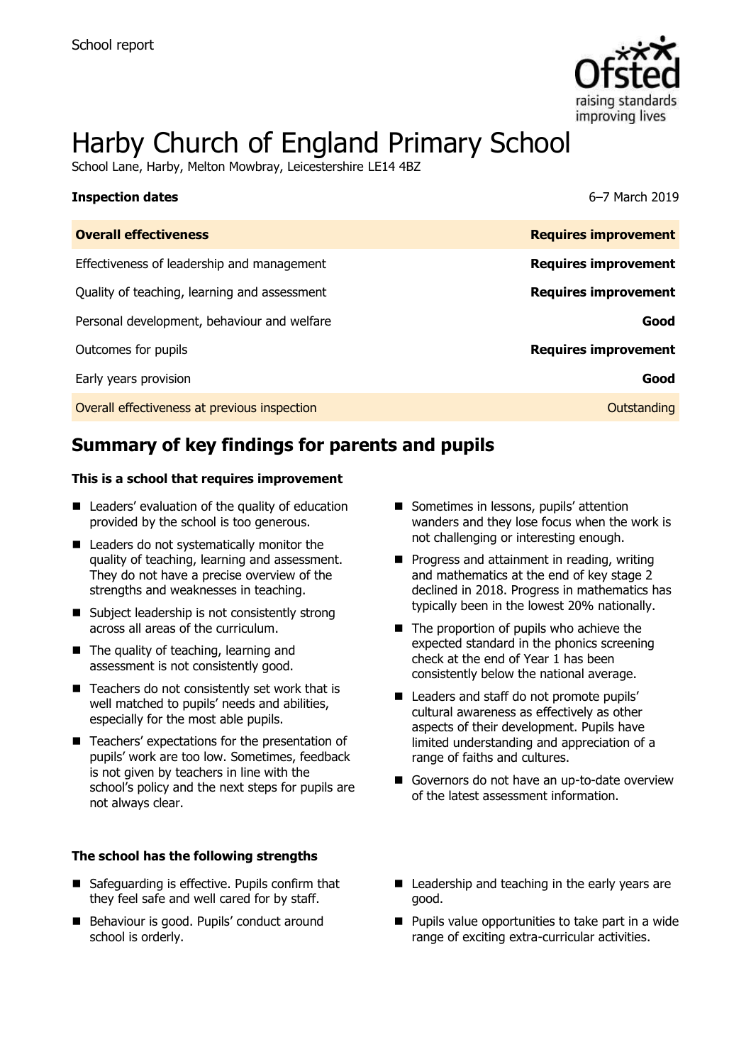School report

# Harby Church of England Primary School

School Lane, Harby, Melton Mowbray, Leicestershire LE14 4BZ

**Inspection dates** 6–7 March 2019

| **Overall effectiveness** | **Requires improvement** |
| --- | --- |
| Effectiveness of leadership and management | **Requires improvement** |
| Quality of teaching, learning and assessment | **Requires improvement** |
| Personal development, behaviour and welfare | **Good** |
| Outcomes for pupils | **Requires improvement** |
| Early years provision | **Good** |
| Overall effectiveness at previous inspection | Outstanding |

## Summary of key findings for parents and pupils

**This is a school that requires improvement**

- Leaders' evaluation of the quality of education provided by the school is too generous.
- Leaders do not systematically monitor the quality of teaching, learning and assessment. They do not have a precise overview of the strengths and weaknesses in teaching.
- Subject leadership is not consistently strong across all areas of the curriculum.
- The quality of teaching, learning and assessment is not consistently good.
- Teachers do not consistently set work that is well matched to pupils' needs and abilities, especially for the most able pupils.
- Teachers' expectations for the presentation of pupils' work are too low. Sometimes, feedback is not given by teachers in line with the school's policy and the next steps for pupils are not always clear.
- Sometimes in lessons, pupils' attention wanders and they lose focus when the work is not challenging or interesting enough.
- Progress and attainment in reading, writing and mathematics at the end of key stage 2 declined in 2018. Progress in mathematics has typically been in the lowest 20% nationally.
- The proportion of pupils who achieve the expected standard in the phonics screening check at the end of Year 1 has been consistently below the national average.
- Leaders and staff do not promote pupils' cultural awareness as effectively as other aspects of their development. Pupils have limited understanding and appreciation of a range of faiths and cultures.
- Governors do not have an up-to-date overview of the latest assessment information.

**The school has the following strengths**

- Safeguarding is effective. Pupils confirm that they feel safe and well cared for by staff.
- Behaviour is good. Pupils' conduct around school is orderly.
- Leadership and teaching in the early years are good.
- Pupils value opportunities to take part in a wide range of exciting extra-curricular activities.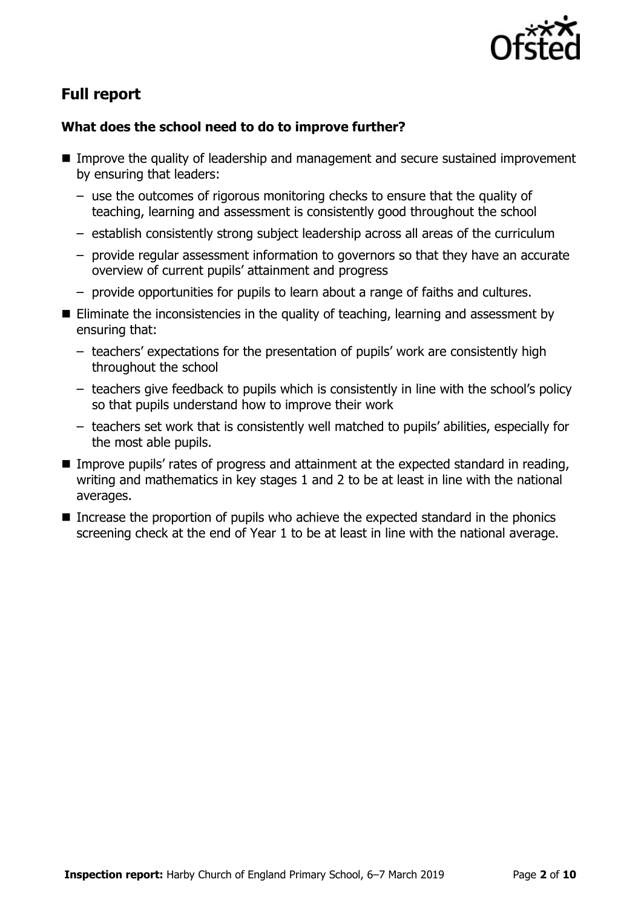## Full report

### What does the school need to do to improve further?

- Improve the quality of leadership and management and secure sustained improvement by ensuring that leaders:
  - use the outcomes of rigorous monitoring checks to ensure that the quality of teaching, learning and assessment is consistently good throughout the school
  - establish consistently strong subject leadership across all areas of the curriculum
  - provide regular assessment information to governors so that they have an accurate overview of current pupils' attainment and progress
  - provide opportunities for pupils to learn about a range of faiths and cultures.
- Eliminate the inconsistencies in the quality of teaching, learning and assessment by ensuring that:
  - teachers' expectations for the presentation of pupils' work are consistently high throughout the school
  - teachers give feedback to pupils which is consistently in line with the school's policy so that pupils understand how to improve their work
  - teachers set work that is consistently well matched to pupils' abilities, especially for the most able pupils.
- Improve pupils' rates of progress and attainment at the expected standard in reading, writing and mathematics in key stages 1 and 2 to be at least in line with the national averages.
- Increase the proportion of pupils who achieve the expected standard in the phonics screening check at the end of Year 1 to be at least in line with the national average.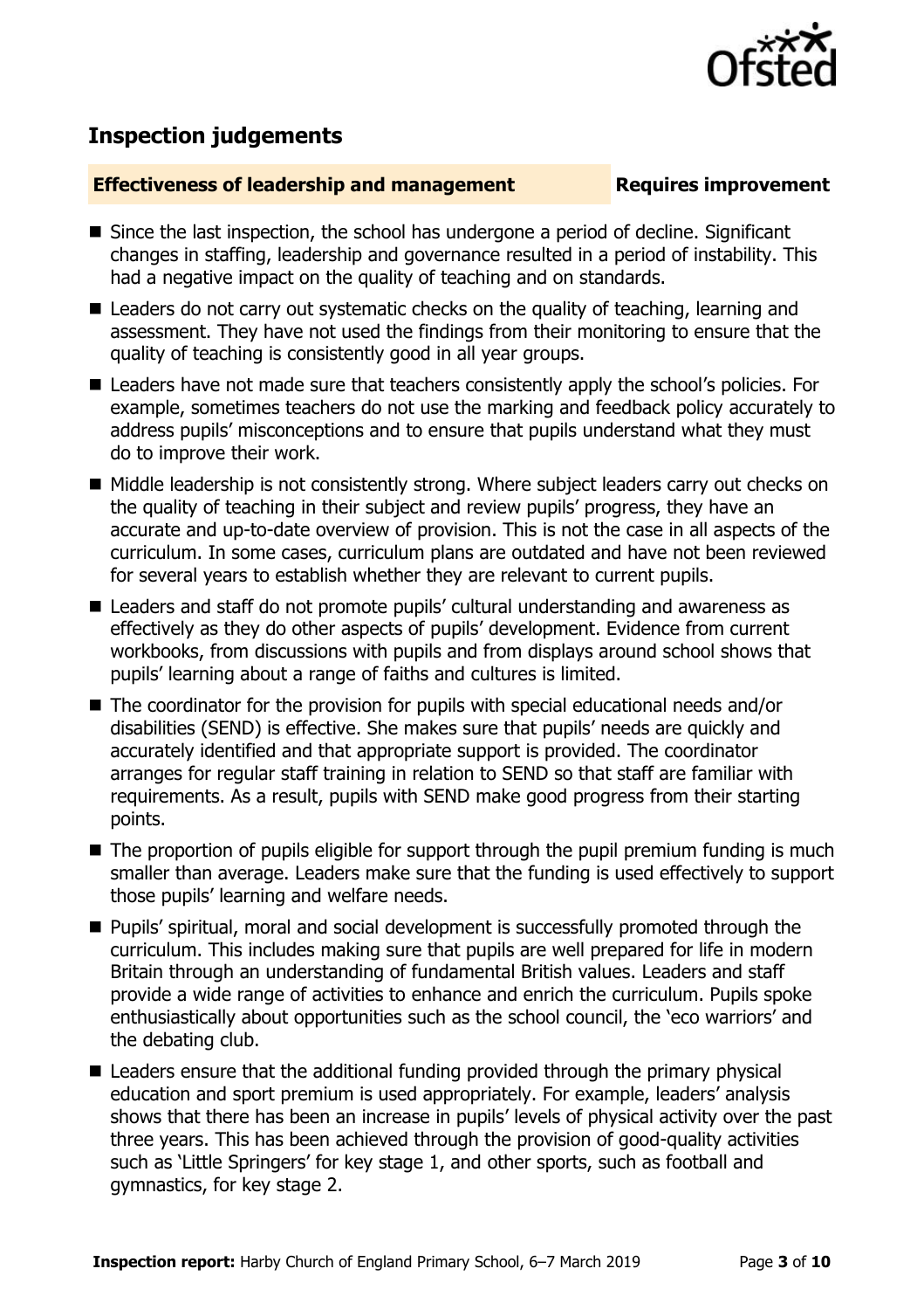## Inspection judgements

**Effectiveness of leadership and management** **Requires improvement**

- Since the last inspection, the school has undergone a period of decline. Significant changes in staffing, leadership and governance resulted in a period of instability. This had a negative impact on the quality of teaching and on standards.
- Leaders do not carry out systematic checks on the quality of teaching, learning and assessment. They have not used the findings from their monitoring to ensure that the quality of teaching is consistently good in all year groups.
- Leaders have not made sure that teachers consistently apply the school's policies. For example, sometimes teachers do not use the marking and feedback policy accurately to address pupils' misconceptions and to ensure that pupils understand what they must do to improve their work.
- Middle leadership is not consistently strong. Where subject leaders carry out checks on the quality of teaching in their subject and review pupils' progress, they have an accurate and up-to-date overview of provision. This is not the case in all aspects of the curriculum. In some cases, curriculum plans are outdated and have not been reviewed for several years to establish whether they are relevant to current pupils.
- Leaders and staff do not promote pupils' cultural understanding and awareness as effectively as they do other aspects of pupils' development. Evidence from current workbooks, from discussions with pupils and from displays around school shows that pupils' learning about a range of faiths and cultures is limited.
- The coordinator for the provision for pupils with special educational needs and/or disabilities (SEND) is effective. She makes sure that pupils' needs are quickly and accurately identified and that appropriate support is provided. The coordinator arranges for regular staff training in relation to SEND so that staff are familiar with requirements. As a result, pupils with SEND make good progress from their starting points.
- The proportion of pupils eligible for support through the pupil premium funding is much smaller than average. Leaders make sure that the funding is used effectively to support those pupils' learning and welfare needs.
- Pupils' spiritual, moral and social development is successfully promoted through the curriculum. This includes making sure that pupils are well prepared for life in modern Britain through an understanding of fundamental British values. Leaders and staff provide a wide range of activities to enhance and enrich the curriculum. Pupils spoke enthusiastically about opportunities such as the school council, the 'eco warriors' and the debating club.
- Leaders ensure that the additional funding provided through the primary physical education and sport premium is used appropriately. For example, leaders' analysis shows that there has been an increase in pupils' levels of physical activity over the past three years. This has been achieved through the provision of good-quality activities such as 'Little Springers' for key stage 1, and other sports, such as football and gymnastics, for key stage 2.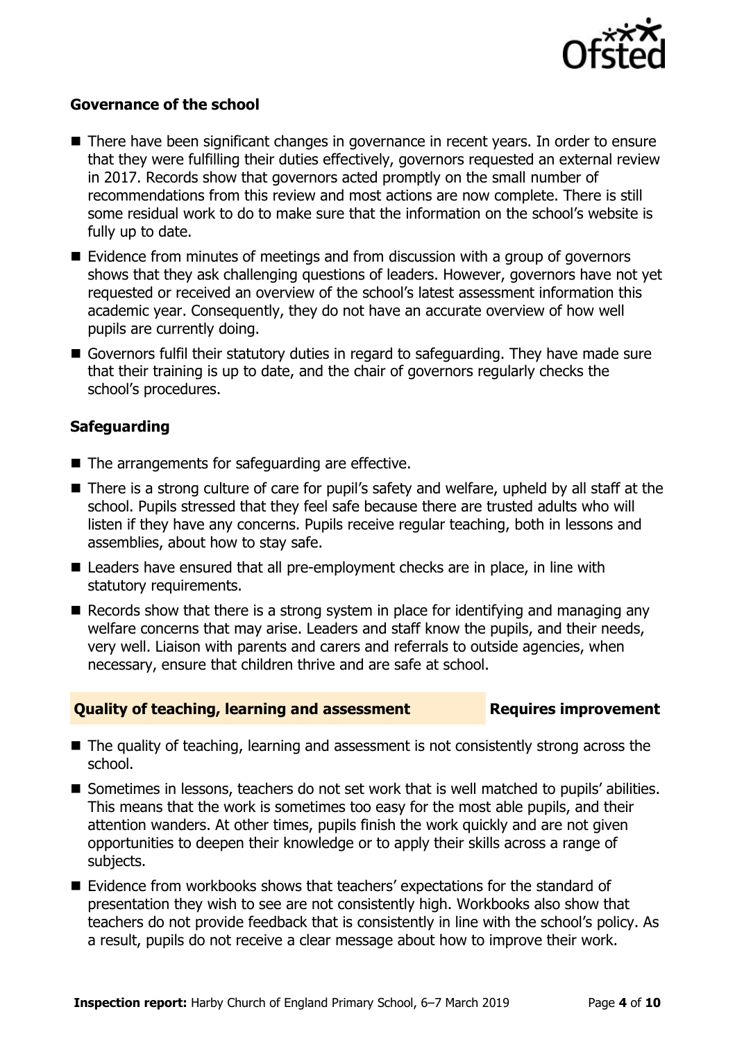### Governance of the school

- There have been significant changes in governance in recent years. In order to ensure that they were fulfilling their duties effectively, governors requested an external review in 2017. Records show that governors acted promptly on the small number of recommendations from this review and most actions are now complete. There is still some residual work to do to make sure that the information on the school's website is fully up to date.
- Evidence from minutes of meetings and from discussion with a group of governors shows that they ask challenging questions of leaders. However, governors have not yet requested or received an overview of the school's latest assessment information this academic year. Consequently, they do not have an accurate overview of how well pupils are currently doing.
- Governors fulfil their statutory duties in regard to safeguarding. They have made sure that their training is up to date, and the chair of governors regularly checks the school's procedures.

### Safeguarding

- The arrangements for safeguarding are effective.
- There is a strong culture of care for pupil's safety and welfare, upheld by all staff at the school. Pupils stressed that they feel safe because there are trusted adults who will listen if they have any concerns. Pupils receive regular teaching, both in lessons and assemblies, about how to stay safe.
- Leaders have ensured that all pre-employment checks are in place, in line with statutory requirements.
- Records show that there is a strong system in place for identifying and managing any welfare concerns that may arise. Leaders and staff know the pupils, and their needs, very well. Liaison with parents and carers and referrals to outside agencies, when necessary, ensure that children thrive and are safe at school.

## Quality of teaching, learning and assessment — Requires improvement

- The quality of teaching, learning and assessment is not consistently strong across the school.
- Sometimes in lessons, teachers do not set work that is well matched to pupils' abilities. This means that the work is sometimes too easy for the most able pupils, and their attention wanders. At other times, pupils finish the work quickly and are not given opportunities to deepen their knowledge or to apply their skills across a range of subjects.
- Evidence from workbooks shows that teachers' expectations for the standard of presentation they wish to see are not consistently high. Workbooks also show that teachers do not provide feedback that is consistently in line with the school's policy. As a result, pupils do not receive a clear message about how to improve their work.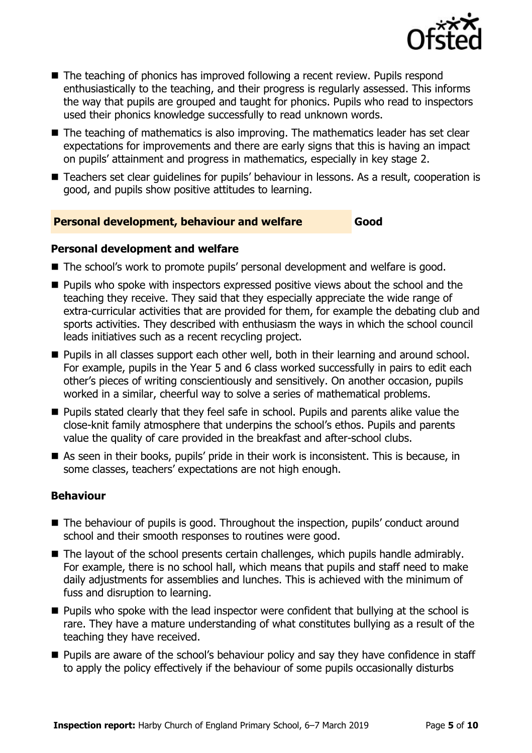- The teaching of phonics has improved following a recent review. Pupils respond enthusiastically to the teaching, and their progress is regularly assessed. This informs the way that pupils are grouped and taught for phonics. Pupils who read to inspectors used their phonics knowledge successfully to read unknown words.
- The teaching of mathematics is also improving. The mathematics leader has set clear expectations for improvements and there are early signs that this is having an impact on pupils' attainment and progress in mathematics, especially in key stage 2.
- Teachers set clear guidelines for pupils' behaviour in lessons. As a result, cooperation is good, and pupils show positive attitudes to learning.

## Personal development, behaviour and welfare — Good

### Personal development and welfare

- The school's work to promote pupils' personal development and welfare is good.
- Pupils who spoke with inspectors expressed positive views about the school and the teaching they receive. They said that they especially appreciate the wide range of extra-curricular activities that are provided for them, for example the debating club and sports activities. They described with enthusiasm the ways in which the school council leads initiatives such as a recent recycling project.
- Pupils in all classes support each other well, both in their learning and around school. For example, pupils in the Year 5 and 6 class worked successfully in pairs to edit each other's pieces of writing conscientiously and sensitively. On another occasion, pupils worked in a similar, cheerful way to solve a series of mathematical problems.
- Pupils stated clearly that they feel safe in school. Pupils and parents alike value the close-knit family atmosphere that underpins the school's ethos. Pupils and parents value the quality of care provided in the breakfast and after-school clubs.
- As seen in their books, pupils' pride in their work is inconsistent. This is because, in some classes, teachers' expectations are not high enough.

### Behaviour

- The behaviour of pupils is good. Throughout the inspection, pupils' conduct around school and their smooth responses to routines were good.
- The layout of the school presents certain challenges, which pupils handle admirably. For example, there is no school hall, which means that pupils and staff need to make daily adjustments for assemblies and lunches. This is achieved with the minimum of fuss and disruption to learning.
- Pupils who spoke with the lead inspector were confident that bullying at the school is rare. They have a mature understanding of what constitutes bullying as a result of the teaching they have received.
- Pupils are aware of the school's behaviour policy and say they have confidence in staff to apply the policy effectively if the behaviour of some pupils occasionally disturbs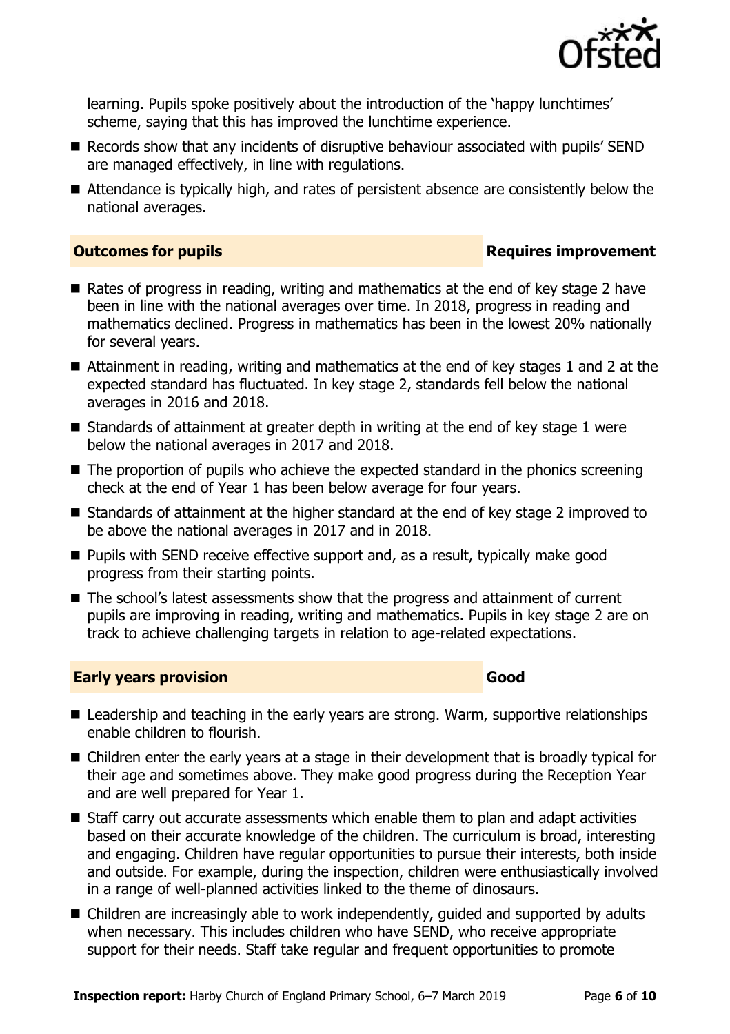learning. Pupils spoke positively about the introduction of the 'happy lunchtimes' scheme, saying that this has improved the lunchtime experience.

- Records show that any incidents of disruptive behaviour associated with pupils' SEND are managed effectively, in line with regulations.
- Attendance is typically high, and rates of persistent absence are consistently below the national averages.

## Outcomes for pupils — Requires improvement

- Rates of progress in reading, writing and mathematics at the end of key stage 2 have been in line with the national averages over time. In 2018, progress in reading and mathematics declined. Progress in mathematics has been in the lowest 20% nationally for several years.
- Attainment in reading, writing and mathematics at the end of key stages 1 and 2 at the expected standard has fluctuated. In key stage 2, standards fell below the national averages in 2016 and 2018.
- Standards of attainment at greater depth in writing at the end of key stage 1 were below the national averages in 2017 and 2018.
- The proportion of pupils who achieve the expected standard in the phonics screening check at the end of Year 1 has been below average for four years.
- Standards of attainment at the higher standard at the end of key stage 2 improved to be above the national averages in 2017 and in 2018.
- Pupils with SEND receive effective support and, as a result, typically make good progress from their starting points.
- The school's latest assessments show that the progress and attainment of current pupils are improving in reading, writing and mathematics. Pupils in key stage 2 are on track to achieve challenging targets in relation to age-related expectations.

## Early years provision — Good

- Leadership and teaching in the early years are strong. Warm, supportive relationships enable children to flourish.
- Children enter the early years at a stage in their development that is broadly typical for their age and sometimes above. They make good progress during the Reception Year and are well prepared for Year 1.
- Staff carry out accurate assessments which enable them to plan and adapt activities based on their accurate knowledge of the children. The curriculum is broad, interesting and engaging. Children have regular opportunities to pursue their interests, both inside and outside. For example, during the inspection, children were enthusiastically involved in a range of well-planned activities linked to the theme of dinosaurs.
- Children are increasingly able to work independently, guided and supported by adults when necessary. This includes children who have SEND, who receive appropriate support for their needs. Staff take regular and frequent opportunities to promote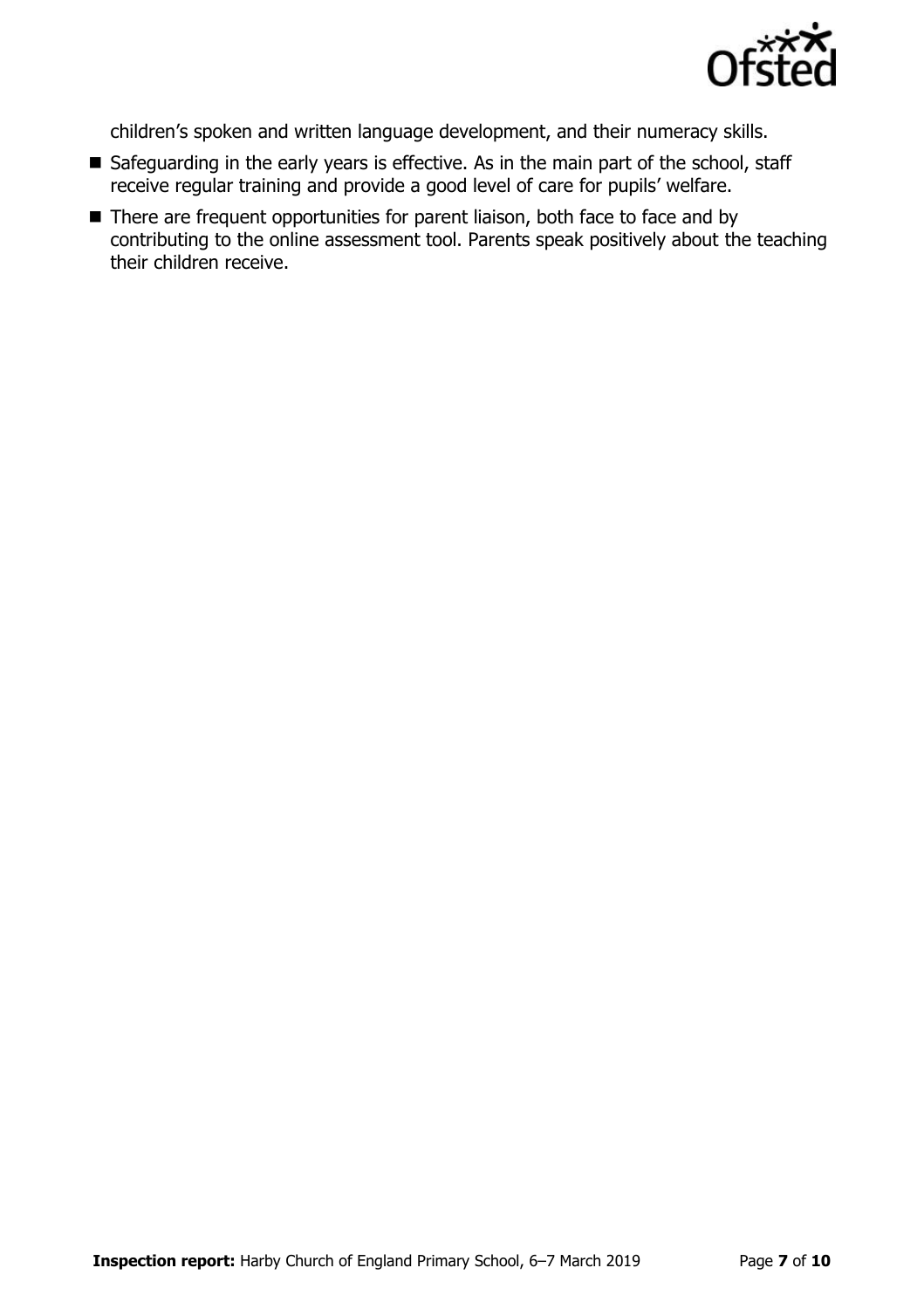children's spoken and written language development, and their numeracy skills.

- Safeguarding in the early years is effective. As in the main part of the school, staff receive regular training and provide a good level of care for pupils' welfare.
- There are frequent opportunities for parent liaison, both face to face and by contributing to the online assessment tool. Parents speak positively about the teaching their children receive.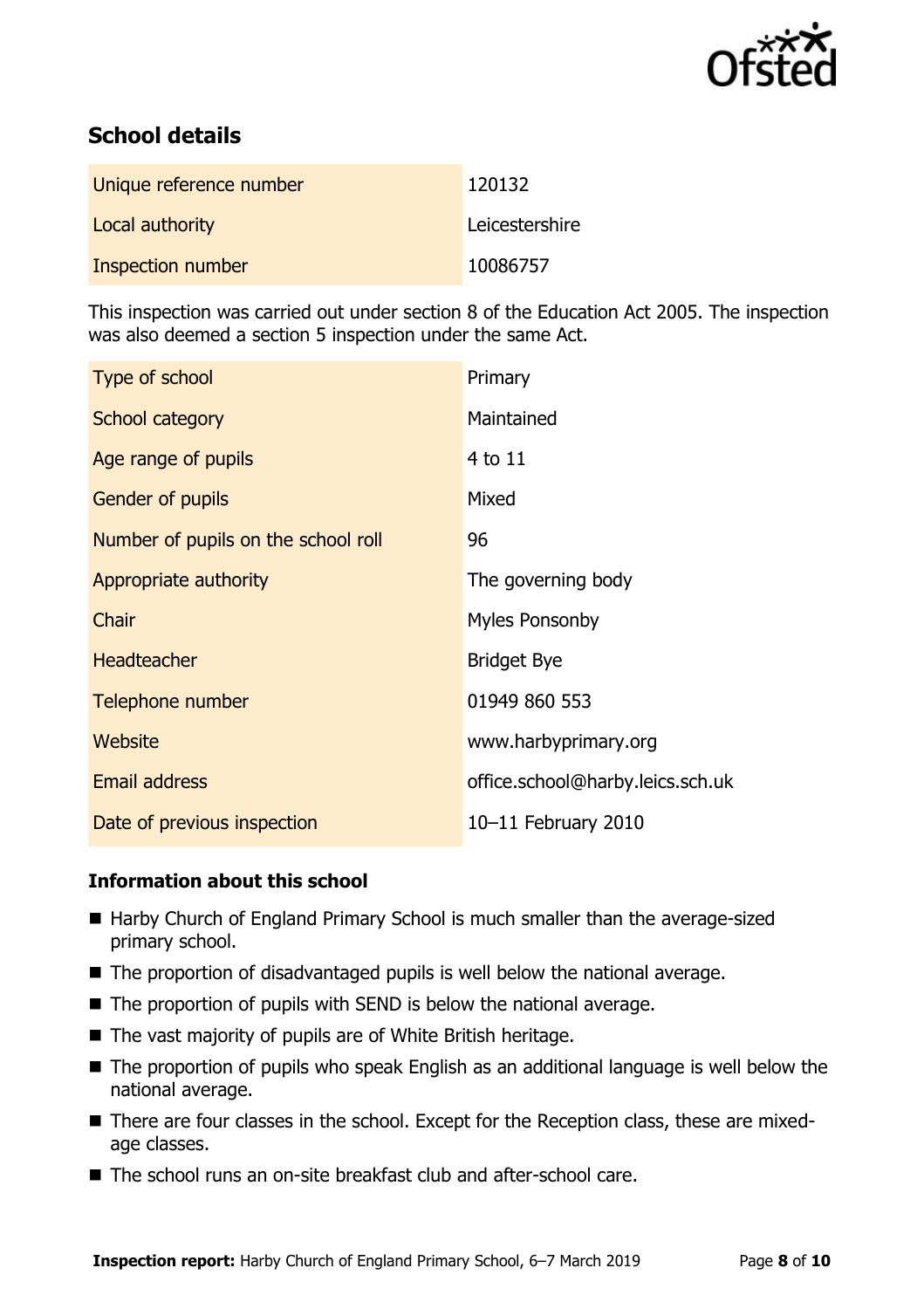## School details

| | |
|---|---|
| Unique reference number | 120132 |
| Local authority | Leicestershire |
| Inspection number | 10086757 |

This inspection was carried out under section 8 of the Education Act 2005. The inspection was also deemed a section 5 inspection under the same Act.

| | |
|---|---|
| Type of school | Primary |
| School category | Maintained |
| Age range of pupils | 4 to 11 |
| Gender of pupils | Mixed |
| Number of pupils on the school roll | 96 |
| Appropriate authority | The governing body |
| Chair | Myles Ponsonby |
| Headteacher | Bridget Bye |
| Telephone number | 01949 860 553 |
| Website | www.harbyprimary.org |
| Email address | office.school@harby.leics.sch.uk |
| Date of previous inspection | 10–11 February 2010 |

### Information about this school

- Harby Church of England Primary School is much smaller than the average-sized primary school.
- The proportion of disadvantaged pupils is well below the national average.
- The proportion of pupils with SEND is below the national average.
- The vast majority of pupils are of White British heritage.
- The proportion of pupils who speak English as an additional language is well below the national average.
- There are four classes in the school. Except for the Reception class, these are mixed-age classes.
- The school runs an on-site breakfast club and after-school care.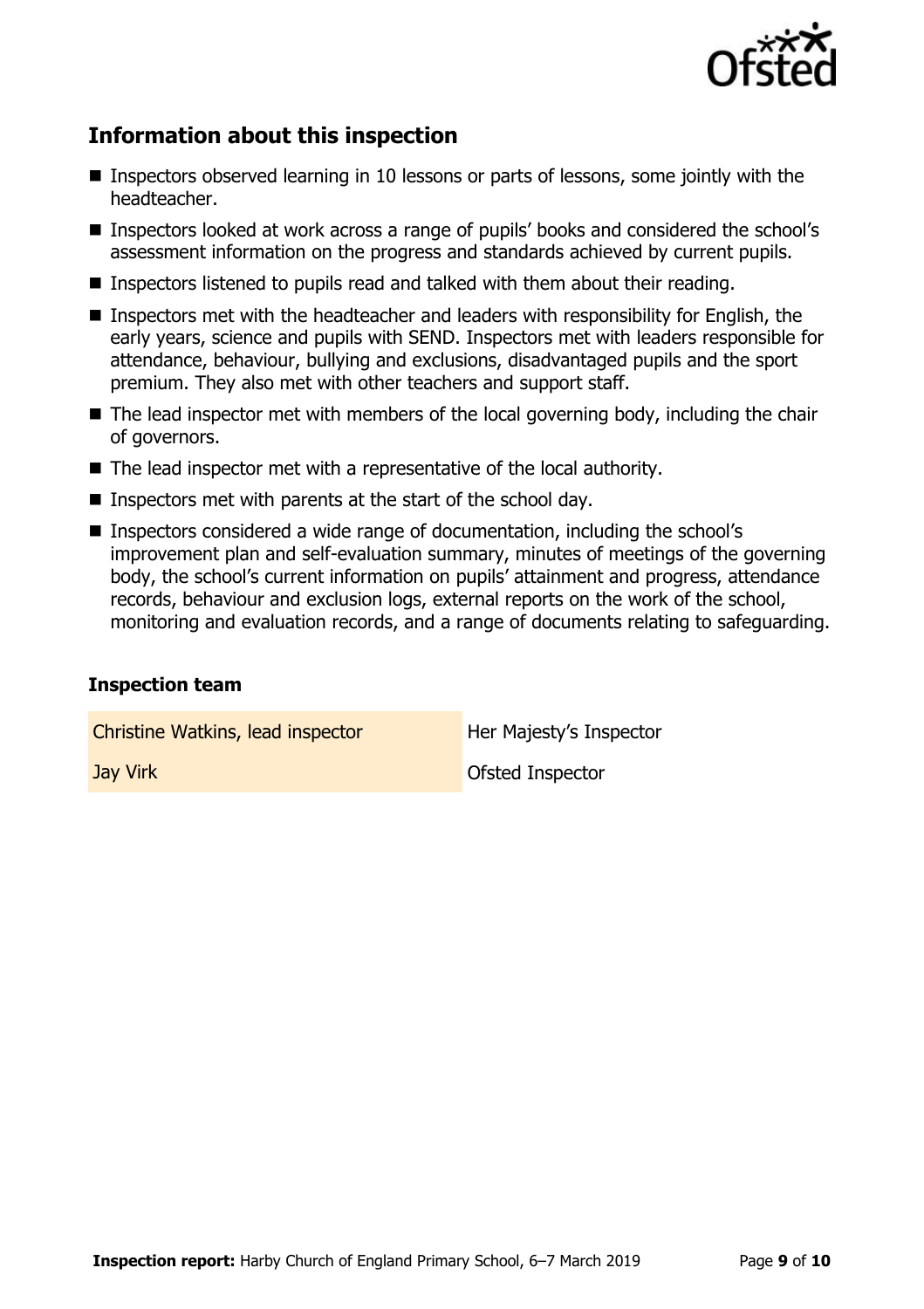## Information about this inspection

- Inspectors observed learning in 10 lessons or parts of lessons, some jointly with the headteacher.
- Inspectors looked at work across a range of pupils' books and considered the school's assessment information on the progress and standards achieved by current pupils.
- Inspectors listened to pupils read and talked with them about their reading.
- Inspectors met with the headteacher and leaders with responsibility for English, the early years, science and pupils with SEND. Inspectors met with leaders responsible for attendance, behaviour, bullying and exclusions, disadvantaged pupils and the sport premium. They also met with other teachers and support staff.
- The lead inspector met with members of the local governing body, including the chair of governors.
- The lead inspector met with a representative of the local authority.
- Inspectors met with parents at the start of the school day.
- Inspectors considered a wide range of documentation, including the school's improvement plan and self-evaluation summary, minutes of meetings of the governing body, the school's current information on pupils' attainment and progress, attendance records, behaviour and exclusion logs, external reports on the work of the school, monitoring and evaluation records, and a range of documents relating to safeguarding.

### Inspection team

| | |
|---|---|
| Christine Watkins, lead inspector | Her Majesty's Inspector |
| Jay Virk | Ofsted Inspector |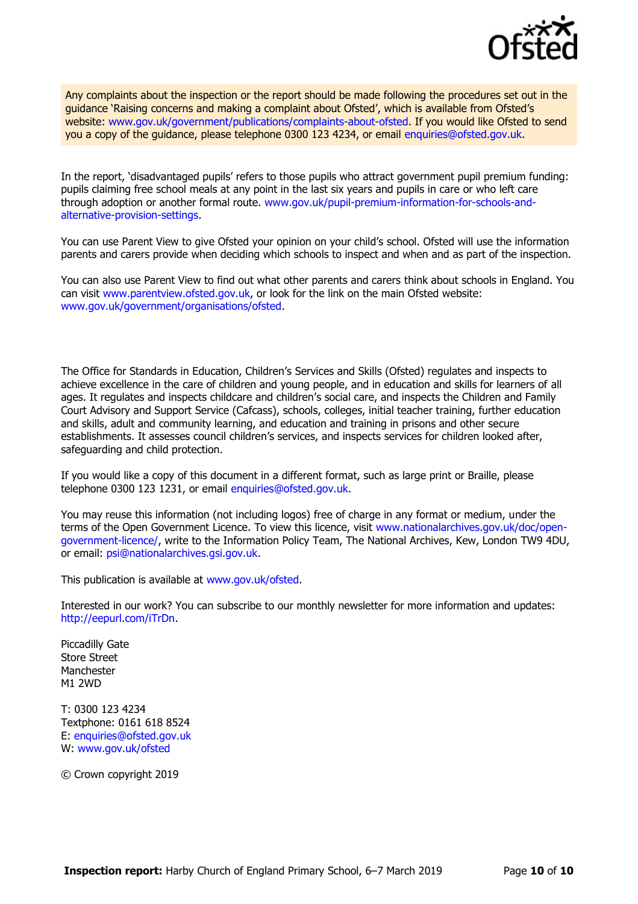Any complaints about the inspection or the report should be made following the procedures set out in the guidance 'Raising concerns and making a complaint about Ofsted', which is available from Ofsted's website: www.gov.uk/government/publications/complaints-about-ofsted. If you would like Ofsted to send you a copy of the guidance, please telephone 0300 123 4234, or email enquiries@ofsted.gov.uk.

In the report, 'disadvantaged pupils' refers to those pupils who attract government pupil premium funding: pupils claiming free school meals at any point in the last six years and pupils in care or who left care through adoption or another formal route. www.gov.uk/pupil-premium-information-for-schools-and-alternative-provision-settings.

You can use Parent View to give Ofsted your opinion on your child's school. Ofsted will use the information parents and carers provide when deciding which schools to inspect and when and as part of the inspection.

You can also use Parent View to find out what other parents and carers think about schools in England. You can visit www.parentview.ofsted.gov.uk, or look for the link on the main Ofsted website: www.gov.uk/government/organisations/ofsted.

The Office for Standards in Education, Children's Services and Skills (Ofsted) regulates and inspects to achieve excellence in the care of children and young people, and in education and skills for learners of all ages. It regulates and inspects childcare and children's social care, and inspects the Children and Family Court Advisory and Support Service (Cafcass), schools, colleges, initial teacher training, further education and skills, adult and community learning, and education and training in prisons and other secure establishments. It assesses council children's services, and inspects services for children looked after, safeguarding and child protection.

If you would like a copy of this document in a different format, such as large print or Braille, please telephone 0300 123 1231, or email enquiries@ofsted.gov.uk.

You may reuse this information (not including logos) free of charge in any format or medium, under the terms of the Open Government Licence. To view this licence, visit www.nationalarchives.gov.uk/doc/open-government-licence/, write to the Information Policy Team, The National Archives, Kew, London TW9 4DU, or email: psi@nationalarchives.gsi.gov.uk.

This publication is available at www.gov.uk/ofsted.

Interested in our work? You can subscribe to our monthly newsletter for more information and updates: http://eepurl.com/iTrDn.

Piccadilly Gate
Store Street
Manchester
M1 2WD

T: 0300 123 4234
Textphone: 0161 618 8524
E: enquiries@ofsted.gov.uk
W: www.gov.uk/ofsted

© Crown copyright 2019